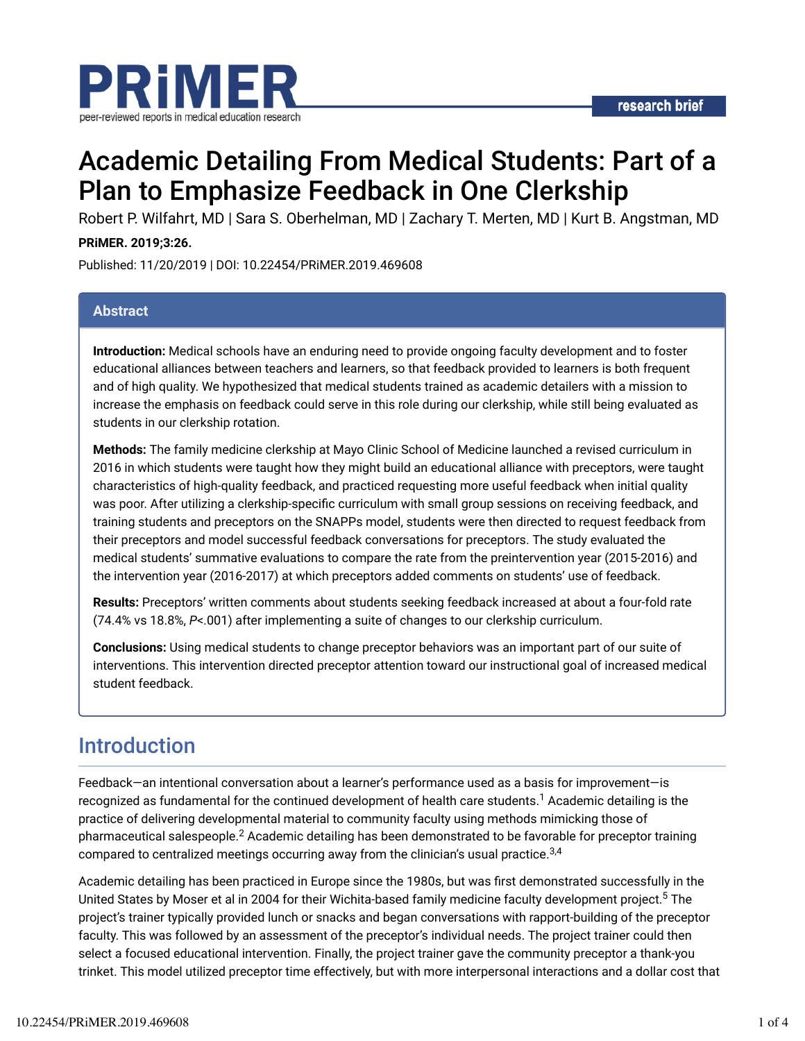PRiMER

peer-reviewed reports in medical education research

research brief

# Academic Detailing From Medical Students: Part of a Plan to Emphasize Feedback in One Clerkship

Robert P. Wilfahrt, MD | Sara S. Oberhelman, MD | Zachary T. Merten, MD | Kurt B. Angstman, MD

**PRiMER. 2019;3:26.**

Published: 11/20/2019 | DOI: 10.22454/PRiMER.2019.469608

## Abstract

**Introduction:** Medical schools have an enduring need to provide ongoing faculty development and to foster educational alliances between teachers and learners, so that feedback provided to learners is both frequent and of high quality. We hypothesized that medical students trained as academic detailers with a mission to increase the emphasis on feedback could serve in this role during our clerkship, while still being evaluated as students in our clerkship rotation.

**Methods:** The family medicine clerkship at Mayo Clinic School of Medicine launched a revised curriculum in 2016 in which students were taught how they might build an educational alliance with preceptors, were taught characteristics of high-quality feedback, and practiced requesting more useful feedback when initial quality was poor. After utilizing a clerkship-specific curriculum with small group sessions on receiving feedback, and training students and preceptors on the SNAPPs model, students were then directed to request feedback from their preceptors and model successful feedback conversations for preceptors. The study evaluated the medical students' summative evaluations to compare the rate from the preintervention year (2015-2016) and the intervention year (2016-2017) at which preceptors added comments on students' use of feedback.

**Results:** Preceptors' written comments about students seeking feedback increased at about a four-fold rate (74.4% vs 18.8%, $P$<.001) after implementing a suite of changes to our clerkship curriculum.

**Conclusions:** Using medical students to change preceptor behaviors was an important part of our suite of interventions. This intervention directed preceptor attention toward our instructional goal of increased medical student feedback.

## Introduction

Feedback—an intentional conversation about a learner's performance used as a basis for improvement—is recognized as fundamental for the continued development of health care students.[1] Academic detailing is the practice of delivering developmental material to community faculty using methods mimicking those of pharmaceutical salespeople.[2] Academic detailing has been demonstrated to be favorable for preceptor training compared to centralized meetings occurring away from the clinician's usual practice.[3,4]

Academic detailing has been practiced in Europe since the 1980s, but was first demonstrated successfully in the United States by Moser et al in 2004 for their Wichita-based family medicine faculty development project.[5] The project's trainer typically provided lunch or snacks and began conversations with rapport-building of the preceptor faculty. This was followed by an assessment of the preceptor's individual needs. The project trainer could then select a focused educational intervention. Finally, the project trainer gave the community preceptor a thank-you trinket. This model utilized preceptor time effectively, but with more interpersonal interactions and a dollar cost that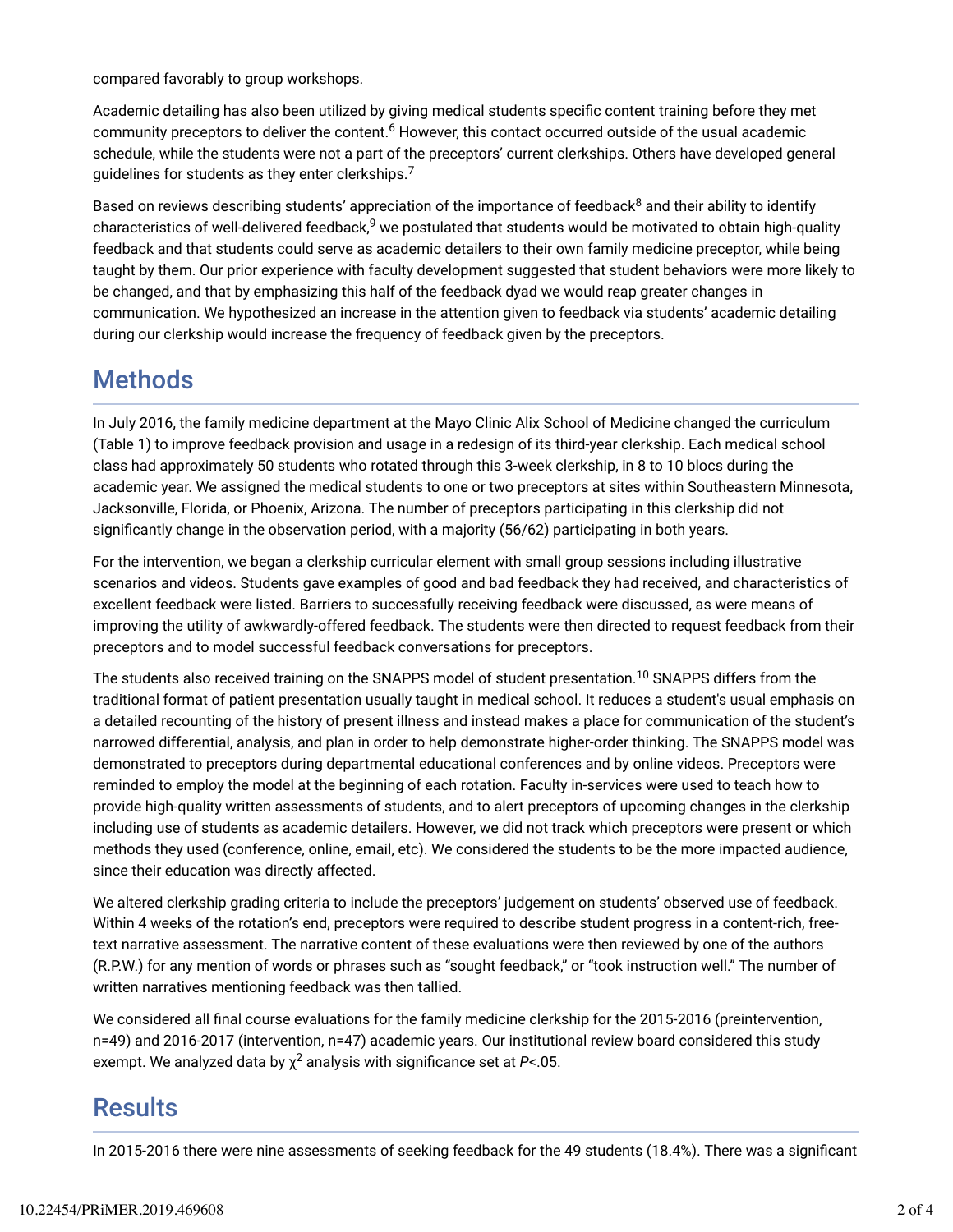compared favorably to group workshops.

Academic detailing has also been utilized by giving medical students specific content training before they met community preceptors to deliver the content.[6] However, this contact occurred outside of the usual academic schedule, while the students were not a part of the preceptors' current clerkships. Others have developed general guidelines for students as they enter clerkships.[7]

Based on reviews describing students' appreciation of the importance of feedback[8] and their ability to identify characteristics of well-delivered feedback,[9] we postulated that students would be motivated to obtain high-quality feedback and that students could serve as academic detailers to their own family medicine preceptor, while being taught by them. Our prior experience with faculty development suggested that student behaviors were more likely to be changed, and that by emphasizing this half of the feedback dyad we would reap greater changes in communication. We hypothesized an increase in the attention given to feedback via students' academic detailing during our clerkship would increase the frequency of feedback given by the preceptors.

## Methods

In July 2016, the family medicine department at the Mayo Clinic Alix School of Medicine changed the curriculum (Table 1) to improve feedback provision and usage in a redesign of its third-year clerkship. Each medical school class had approximately 50 students who rotated through this 3-week clerkship, in 8 to 10 blocs during the academic year. We assigned the medical students to one or two preceptors at sites within Southeastern Minnesota, Jacksonville, Florida, or Phoenix, Arizona. The number of preceptors participating in this clerkship did not significantly change in the observation period, with a majority (56/62) participating in both years.

For the intervention, we began a clerkship curricular element with small group sessions including illustrative scenarios and videos. Students gave examples of good and bad feedback they had received, and characteristics of excellent feedback were listed. Barriers to successfully receiving feedback were discussed, as were means of improving the utility of awkwardly-offered feedback. The students were then directed to request feedback from their preceptors and to model successful feedback conversations for preceptors.

The students also received training on the SNAPPS model of student presentation.[10] SNAPPS differs from the traditional format of patient presentation usually taught in medical school. It reduces a student's usual emphasis on a detailed recounting of the history of present illness and instead makes a place for communication of the student's narrowed differential, analysis, and plan in order to help demonstrate higher-order thinking. The SNAPPS model was demonstrated to preceptors during departmental educational conferences and by online videos. Preceptors were reminded to employ the model at the beginning of each rotation. Faculty in-services were used to teach how to provide high-quality written assessments of students, and to alert preceptors of upcoming changes in the clerkship including use of students as academic detailers. However, we did not track which preceptors were present or which methods they used (conference, online, email, etc). We considered the students to be the more impacted audience, since their education was directly affected.

We altered clerkship grading criteria to include the preceptors' judgement on students' observed use of feedback. Within 4 weeks of the rotation's end, preceptors were required to describe student progress in a content-rich, free-text narrative assessment. The narrative content of these evaluations were then reviewed by one of the authors (R.P.W.) for any mention of words or phrases such as "sought feedback," or "took instruction well." The number of written narratives mentioning feedback was then tallied.

We considered all final course evaluations for the family medicine clerkship for the 2015-2016 (preintervention, n=49) and 2016-2017 (intervention, n=47) academic years. Our institutional review board considered this study exempt. We analyzed data by $\chi^2$ analysis with significance set at $P<.05$.

## Results

In 2015-2016 there were nine assessments of seeking feedback for the 49 students (18.4%). There was a significant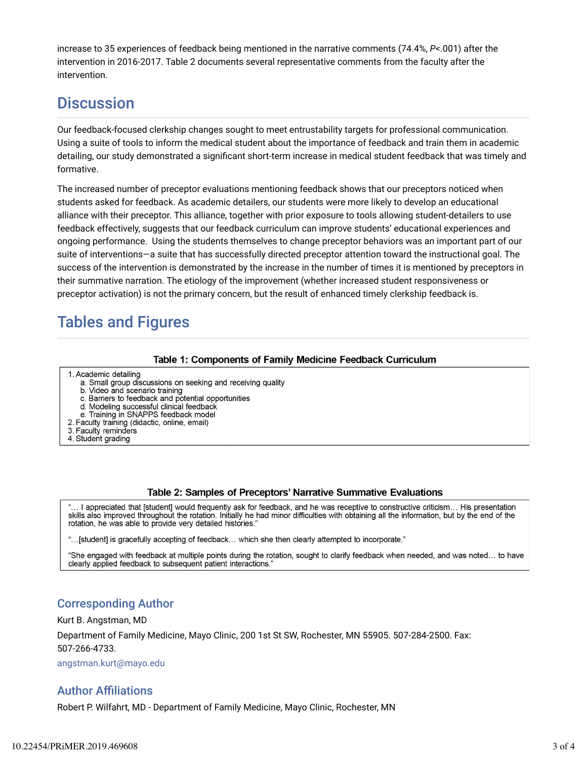increase to 35 experiences of feedback being mentioned in the narrative comments (74.4%, $P<.001$) after the intervention in 2016-2017. Table 2 documents several representative comments from the faculty after the intervention.

## Discussion

Our feedback-focused clerkship changes sought to meet entrustability targets for professional communication. Using a suite of tools to inform the medical student about the importance of feedback and train them in academic detailing, our study demonstrated a significant short-term increase in medical student feedback that was timely and formative.

The increased number of preceptor evaluations mentioning feedback shows that our preceptors noticed when students asked for feedback. As academic detailers, our students were more likely to develop an educational alliance with their preceptor. This alliance, together with prior exposure to tools allowing student-detailers to use feedback effectively, suggests that our feedback curriculum can improve students' educational experiences and ongoing performance. Using the students themselves to change preceptor behaviors was an important part of our suite of interventions—a suite that has successfully directed preceptor attention toward the instructional goal. The success of the intervention is demonstrated by the increase in the number of times it is mentioned by preceptors in their summative narration. The etiology of the improvement (whether increased student responsiveness or preceptor activation) is not the primary concern, but the result of enhanced timely clerkship feedback is.

## Tables and Figures

**Table 1: Components of Family Medicine Feedback Curriculum**

1. Academic detailing
   a. Small group discussions on seeking and receiving quality
   b. Video and scenario training
   c. Barriers to feedback and potential opportunities
   d. Modeling successful clinical feedback
   e. Training in SNAPPS feedback model
2. Faculty training (didactic, online, email)
3. Faculty reminders
4. Student grading

**Table 2: Samples of Preceptors' Narrative Summative Evaluations**

| |
|---|
| "… I appreciated that [student] would frequently ask for feedback, and he was receptive to constructive criticism… His presentation skills also improved throughout the rotation. Initially he had minor difficulties with obtaining all the information, but by the end of the rotation, he was able to provide very detailed histories." |
| "…[student] is gracefully accepting of feedback… which she then clearly attempted to incorporate." |
| "She engaged with feedback at multiple points during the rotation, sought to clarify feedback when needed, and was noted… to have clearly applied feedback to subsequent patient interactions." |

### Corresponding Author

Kurt B. Angstman, MD

Department of Family Medicine, Mayo Clinic, 200 1st St SW, Rochester, MN 55905. 507-284-2500. Fax: 507-266-4733.

angstman.kurt@mayo.edu

### Author Affiliations

Robert P. Wilfahrt, MD - Department of Family Medicine, Mayo Clinic, Rochester, MN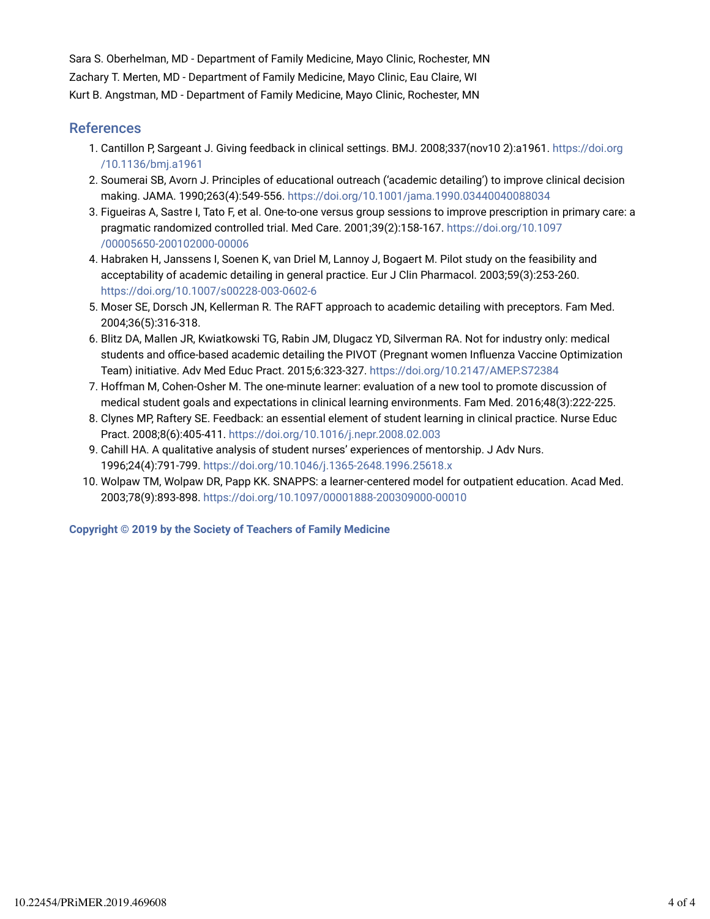Sara S. Oberhelman, MD - Department of Family Medicine, Mayo Clinic, Rochester, MN

Zachary T. Merten, MD - Department of Family Medicine, Mayo Clinic, Eau Claire, WI

Kurt B. Angstman, MD - Department of Family Medicine, Mayo Clinic, Rochester, MN

## References

1. Cantillon P, Sargeant J. Giving feedback in clinical settings. BMJ. 2008;337(nov10 2):a1961. https://doi.org/10.1136/bmj.a1961
2. Soumerai SB, Avorn J. Principles of educational outreach ('academic detailing') to improve clinical decision making. JAMA. 1990;263(4):549-556. https://doi.org/10.1001/jama.1990.03440040088034
3. Figueiras A, Sastre I, Tato F, et al. One-to-one versus group sessions to improve prescription in primary care: a pragmatic randomized controlled trial. Med Care. 2001;39(2):158-167. https://doi.org/10.1097/00005650-200102000-00006
4. Habraken H, Janssens I, Soenen K, van Driel M, Lannoy J, Bogaert M. Pilot study on the feasibility and acceptability of academic detailing in general practice. Eur J Clin Pharmacol. 2003;59(3):253-260. https://doi.org/10.1007/s00228-003-0602-6
5. Moser SE, Dorsch JN, Kellerman R. The RAFT approach to academic detailing with preceptors. Fam Med. 2004;36(5):316-318.
6. Blitz DA, Mallen JR, Kwiatkowski TG, Rabin JM, Dlugacz YD, Silverman RA. Not for industry only: medical students and office-based academic detailing the PIVOT (Pregnant women Influenza Vaccine Optimization Team) initiative. Adv Med Educ Pract. 2015;6:323-327. https://doi.org/10.2147/AMEP.S72384
7. Hoffman M, Cohen-Osher M. The one-minute learner: evaluation of a new tool to promote discussion of medical student goals and expectations in clinical learning environments. Fam Med. 2016;48(3):222-225.
8. Clynes MP, Raftery SE. Feedback: an essential element of student learning in clinical practice. Nurse Educ Pract. 2008;8(6):405-411. https://doi.org/10.1016/j.nepr.2008.02.003
9. Cahill HA. A qualitative analysis of student nurses' experiences of mentorship. J Adv Nurs. 1996;24(4):791-799. https://doi.org/10.1046/j.1365-2648.1996.25618.x
10. Wolpaw TM, Wolpaw DR, Papp KK. SNAPPS: a learner-centered model for outpatient education. Acad Med. 2003;78(9):893-898. https://doi.org/10.1097/00001888-200309000-00010

**Copyright © 2019 by the Society of Teachers of Family Medicine**